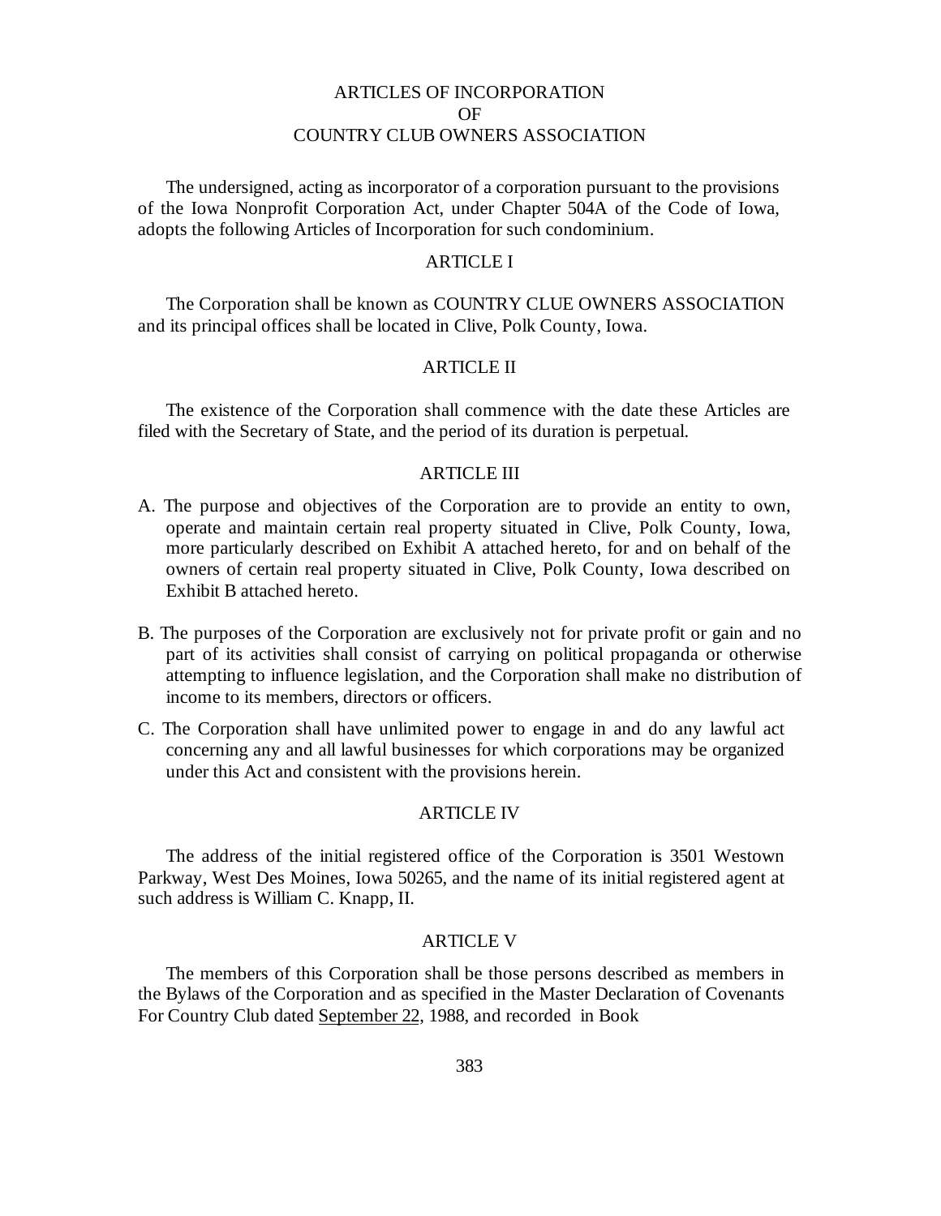# ARTICLES OF INCORPORATION
# OF
# COUNTRY CLUB OWNERS ASSOCIATION

The undersigned, acting as incorporator of a corporation pursuant to the provisions of the Iowa Nonprofit Corporation Act, under Chapter 504A of the Code of Iowa, adopts the following Articles of Incorporation for such condominium.

## ARTICLE I

The Corporation shall be known as COUNTRY CLUE OWNERS ASSOCIATION and its principal offices shall be located in Clive, Polk County, Iowa.

## ARTICLE II

The existence of the Corporation shall commence with the date these Articles are filed with the Secretary of State, and the period of its duration is perpetual.

## ARTICLE III

A. The purpose and objectives of the Corporation are to provide an entity to own, operate and maintain certain real property situated in Clive, Polk County, Iowa, more particularly described on Exhibit A attached hereto, for and on behalf of the owners of certain real property situated in Clive, Polk County, Iowa described on Exhibit B attached hereto.

B. The purposes of the Corporation are exclusively not for private profit or gain and no part of its activities shall consist of carrying on political propaganda or otherwise attempting to influence legislation, and the Corporation shall make no distribution of income to its members, directors or officers.

C. The Corporation shall have unlimited power to engage in and do any lawful act concerning any and all lawful businesses for which corporations may be organized under this Act and consistent with the provisions herein.

## ARTICLE IV

The address of the initial registered office of the Corporation is 3501 Westown Parkway, West Des Moines, Iowa 50265, and the name of its initial registered agent at such address is William C. Knapp, II.

## ARTICLE V

The members of this Corporation shall be those persons described as members in the Bylaws of the Corporation and as specified in the Master Declaration of Covenants For Country Club dated September 22, 1988, and recorded in Book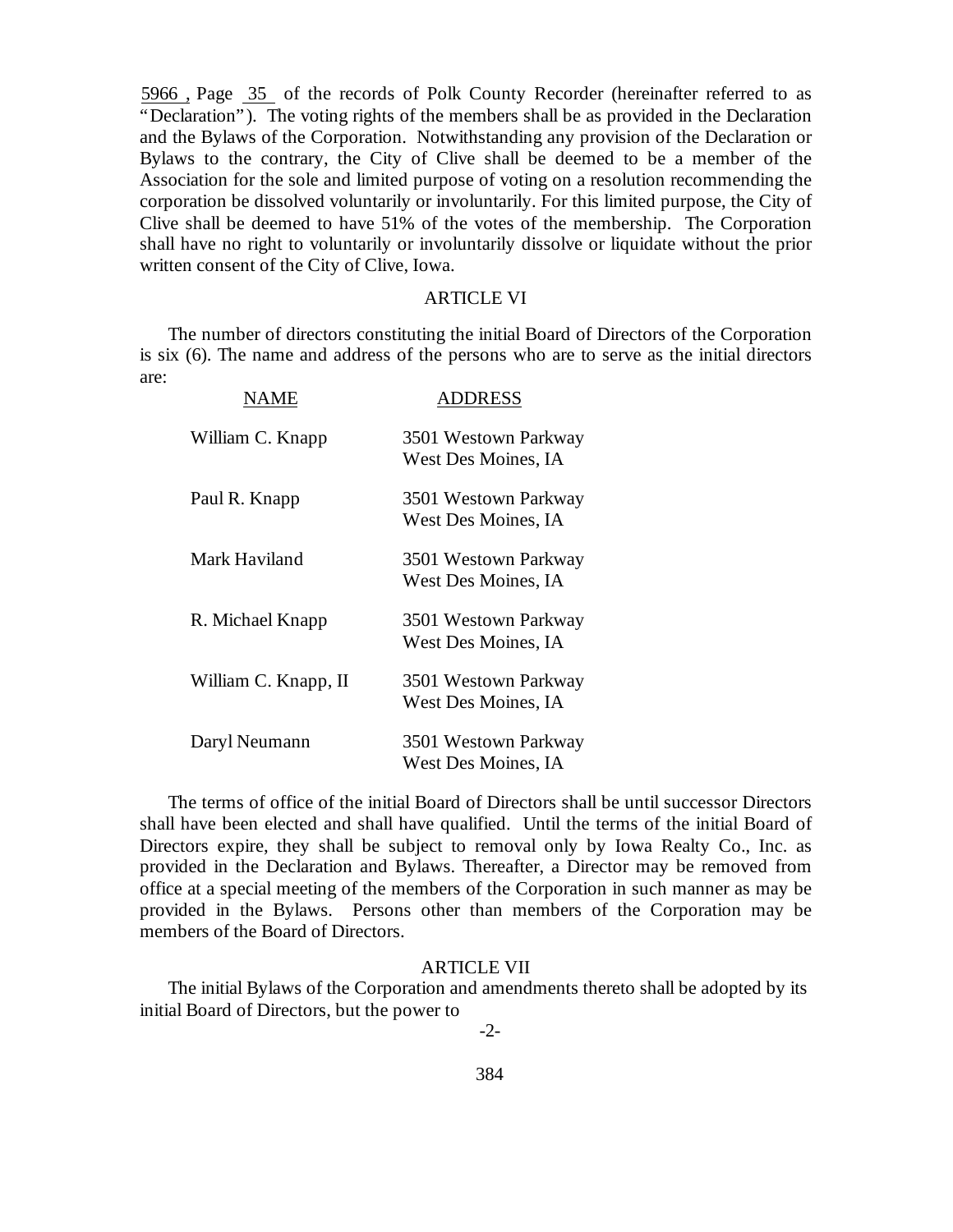5966 , Page 35 of the records of Polk County Recorder (hereinafter referred to as "Declaration"). The voting rights of the members shall be as provided in the Declaration and the Bylaws of the Corporation. Notwithstanding any provision of the Declaration or Bylaws to the contrary, the City of Clive shall be deemed to be a member of the Association for the sole and limited purpose of voting on a resolution recommending the corporation be dissolved voluntarily or involuntarily. For this limited purpose, the City of Clive shall be deemed to have 51% of the votes of the membership. The Corporation shall have no right to voluntarily or involuntarily dissolve or liquidate without the prior written consent of the City of Clive, Iowa.

## ARTICLE VI

The number of directors constituting the initial Board of Directors of the Corporation is six (6). The name and address of the persons who are to serve as the initial directors are:

| NAME | ADDRESS |
| --- | --- |
| William C. Knapp | 3501 Westown Parkway West Des Moines, IA |
| Paul R. Knapp | 3501 Westown Parkway West Des Moines, IA |
| Mark Haviland | 3501 Westown Parkway West Des Moines, IA |
| R. Michael Knapp | 3501 Westown Parkway West Des Moines, IA |
| William C. Knapp, II | 3501 Westown Parkway West Des Moines, IA |
| Daryl Neumann | 3501 Westown Parkway West Des Moines, IA |

The terms of office of the initial Board of Directors shall be until successor Directors shall have been elected and shall have qualified. Until the terms of the initial Board of Directors expire, they shall be subject to removal only by Iowa Realty Co., Inc. as provided in the Declaration and Bylaws. Thereafter, a Director may be removed from office at a special meeting of the members of the Corporation in such manner as may be provided in the Bylaws. Persons other than members of the Corporation may be members of the Board of Directors.

## ARTICLE VII

The initial Bylaws of the Corporation and amendments thereto shall be adopted by its initial Board of Directors, but the power to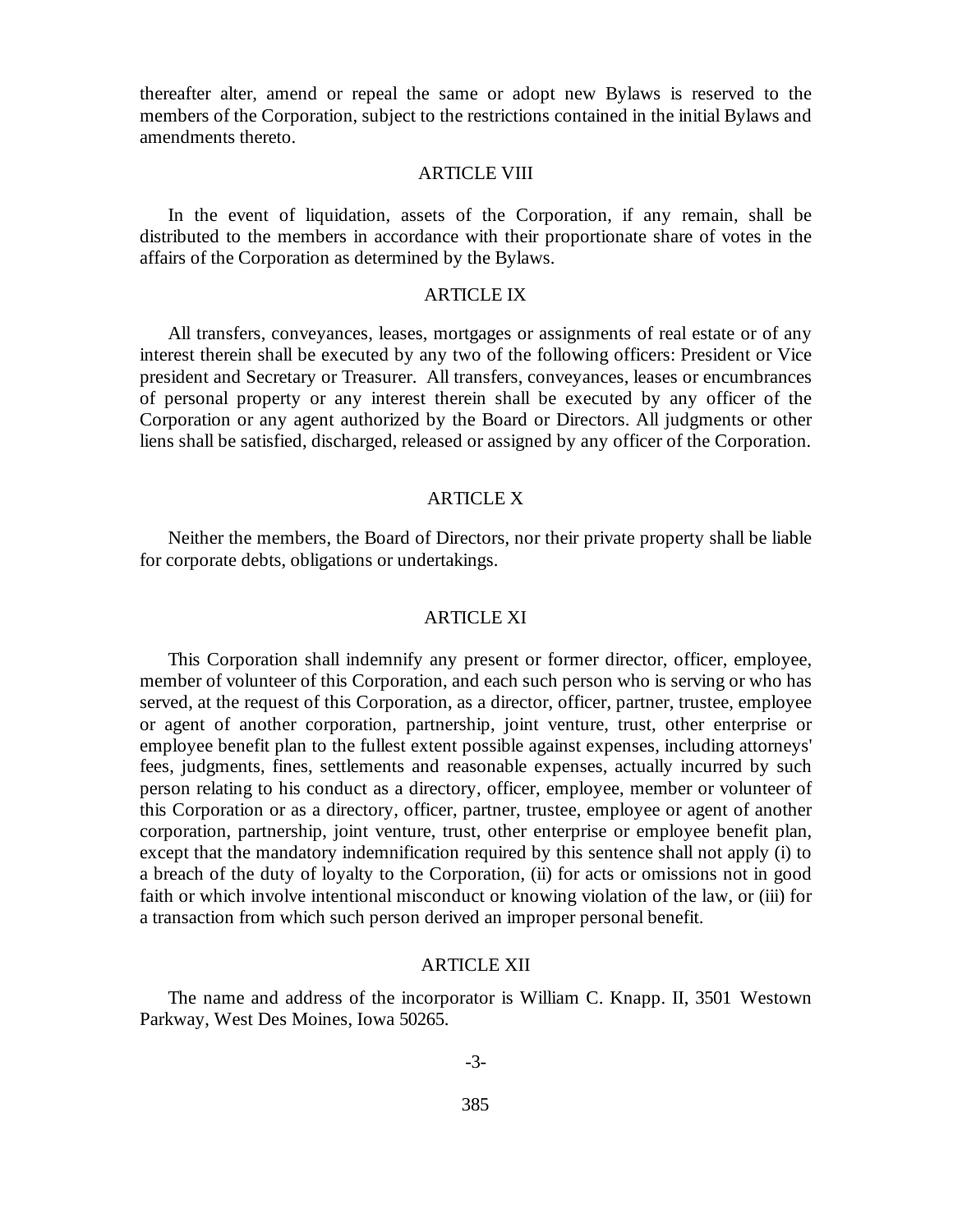thereafter alter, amend or repeal the same or adopt new Bylaws is reserved to the members of the Corporation, subject to the restrictions contained in the initial Bylaws and amendments thereto.

## ARTICLE VIII

In the event of liquidation, assets of the Corporation, if any remain, shall be distributed to the members in accordance with their proportionate share of votes in the affairs of the Corporation as determined by the Bylaws.

## ARTICLE IX

All transfers, conveyances, leases, mortgages or assignments of real estate or of any interest therein shall be executed by any two of the following officers: President or Vice president and Secretary or Treasurer. All transfers, conveyances, leases or encumbrances of personal property or any interest therein shall be executed by any officer of the Corporation or any agent authorized by the Board or Directors. All judgments or other liens shall be satisfied, discharged, released or assigned by any officer of the Corporation.

## ARTICLE X

Neither the members, the Board of Directors, nor their private property shall be liable for corporate debts, obligations or undertakings.

## ARTICLE XI

This Corporation shall indemnify any present or former director, officer, employee, member of volunteer of this Corporation, and each such person who is serving or who has served, at the request of this Corporation, as a director, officer, partner, trustee, employee or agent of another corporation, partnership, joint venture, trust, other enterprise or employee benefit plan to the fullest extent possible against expenses, including attorneys' fees, judgments, fines, settlements and reasonable expenses, actually incurred by such person relating to his conduct as a directory, officer, employee, member or volunteer of this Corporation or as a directory, officer, partner, trustee, employee or agent of another corporation, partnership, joint venture, trust, other enterprise or employee benefit plan, except that the mandatory indemnification required by this sentence shall not apply (i) to a breach of the duty of loyalty to the Corporation, (ii) for acts or omissions not in good faith or which involve intentional misconduct or knowing violation of the law, or (iii) for a transaction from which such person derived an improper personal benefit.

## ARTICLE XII

The name and address of the incorporator is William C. Knapp. II, 3501 Westown Parkway, West Des Moines, Iowa 50265.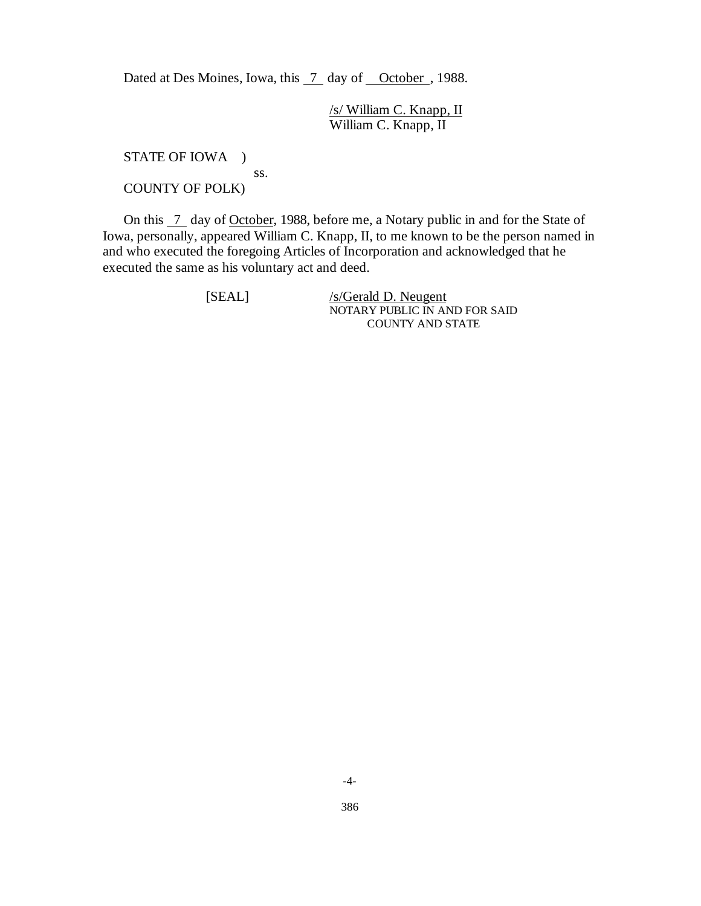Dated at Des Moines, Iowa, this 7 day of October, 1988.

/s/ William C. Knapp, II
William C. Knapp, II

STATE OF IOWA )
ss.
COUNTY OF POLK)

On this 7 day of October, 1988, before me, a Notary public in and for the State of Iowa, personally, appeared William C. Knapp, II, to me known to be the person named in and who executed the foregoing Articles of Incorporation and acknowledged that he executed the same as his voluntary act and deed.

[SEAL]

/s/Gerald D. Neugent
NOTARY PUBLIC IN AND FOR SAID COUNTY AND STATE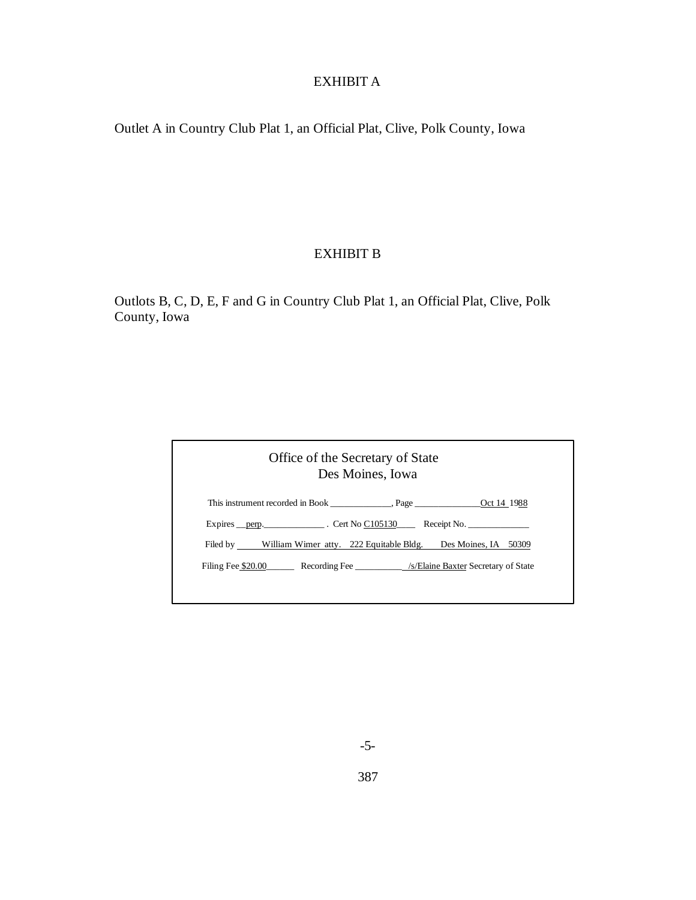# EXHIBIT A

Outlet A in Country Club Plat 1, an Official Plat, Clive, Polk County, Iowa

# EXHIBIT B

Outlots B, C, D, E, F and G in Country Club Plat 1, an Official Plat, Clive, Polk County, Iowa

Office of the Secretary of State
Des Moines, Iowa

This instrument recorded in Book ______________, Page ______________ Oct 14 1988

Expires perp. ______________ . Cert No C105130 Receipt No. ______________

Filed by William Wimer atty. 222 Equitable Bldg. Des Moines, IA 50309

Filing Fee $20.00 Recording Fee ______________ /s/Elaine Baxter Secretary of State